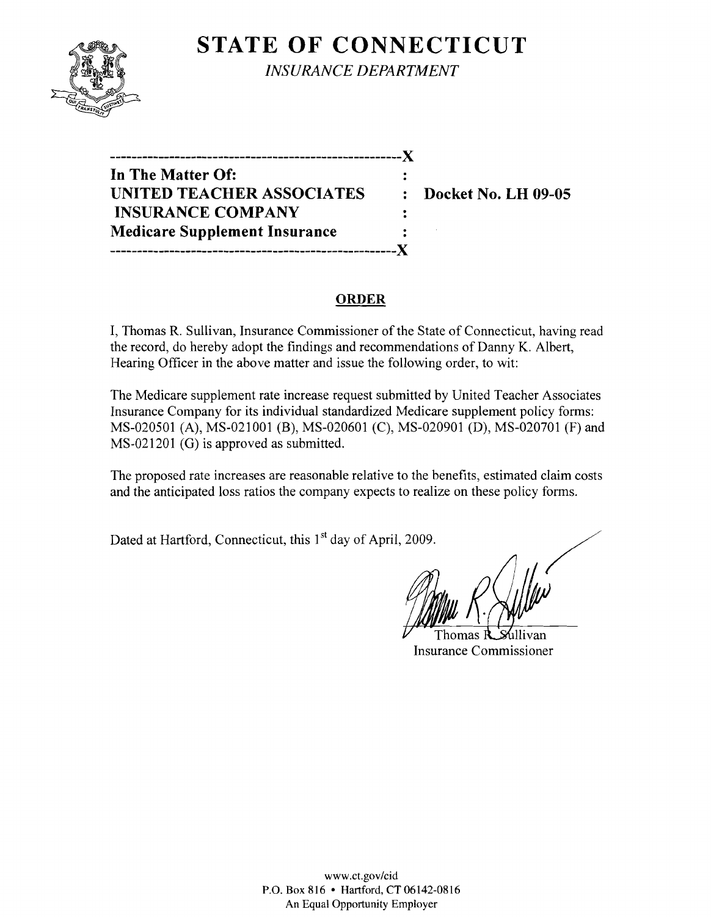# STATE OF CONNECTICUT

*INSURANCE DEPARTMENT*

-------------------------------------------------------X
**In The Matter Of:** :
**UNITED TEACHER ASSOCIATES** : **Docket No. LH 09-05**
**INSURANCE COMPANY** :
**Medicare Supplement Insurance** :
-------------------------------------------------------X

## ORDER

I, Thomas R. Sullivan, Insurance Commissioner of the State of Connecticut, having read the record, do hereby adopt the findings and recommendations of Danny K. Albert, Hearing Officer in the above matter and issue the following order, to wit:

The Medicare supplement rate increase request submitted by United Teacher Associates Insurance Company for its individual standardized Medicare supplement policy forms: MS-020501 (A), MS-021001 (B), MS-020601 (C), MS-020901 (D), MS-020701 (F) and MS-021201 (G) is approved as submitted.

The proposed rate increases are reasonable relative to the benefits, estimated claim costs and the anticipated loss ratios the company expects to realize on these policy forms.

Dated at Hartford, Connecticut, this 1st day of April, 2009.

Thomas R. Sullivan
Insurance Commissioner

www.ct.gov/cid
P.O. Box 816 • Hartford, CT 06142-0816
An Equal Opportunity Employer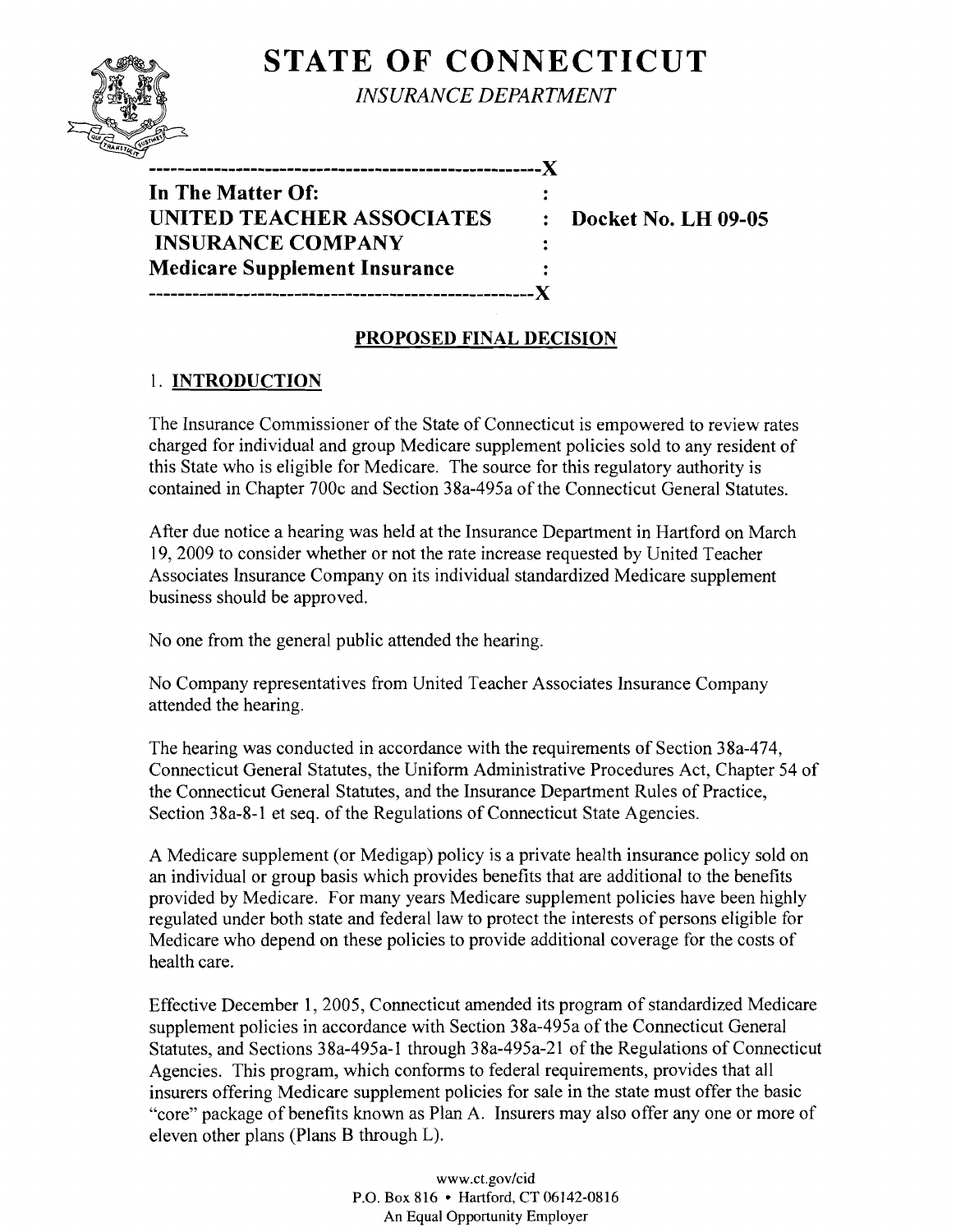# STATE OF CONNECTICUT

*INSURANCE DEPARTMENT*

```
----------------------------------------------------X
In The Matter Of:                                   :
UNITED TEACHER ASSOCIATES                           :   Docket No. LH 09-05
 INSURANCE COMPANY                                  :
Medicare Supplement Insurance                       :
----------------------------------------------------X
```

**In The Matter Of:**
**UNITED TEACHER ASSOCIATES INSURANCE COMPANY**
**Medicare Supplement Insurance**

**Docket No. LH 09-05**

## PROPOSED FINAL DECISION

### 1. INTRODUCTION

The Insurance Commissioner of the State of Connecticut is empowered to review rates charged for individual and group Medicare supplement policies sold to any resident of this State who is eligible for Medicare. The source for this regulatory authority is contained in Chapter 700c and Section 38a-495a of the Connecticut General Statutes.

After due notice a hearing was held at the Insurance Department in Hartford on March 19, 2009 to consider whether or not the rate increase requested by United Teacher Associates Insurance Company on its individual standardized Medicare supplement business should be approved.

No one from the general public attended the hearing.

No Company representatives from United Teacher Associates Insurance Company attended the hearing.

The hearing was conducted in accordance with the requirements of Section 38a-474, Connecticut General Statutes, the Uniform Administrative Procedures Act, Chapter 54 of the Connecticut General Statutes, and the Insurance Department Rules of Practice, Section 38a-8-1 et seq. of the Regulations of Connecticut State Agencies.

A Medicare supplement (or Medigap) policy is a private health insurance policy sold on an individual or group basis which provides benefits that are additional to the benefits provided by Medicare. For many years Medicare supplement policies have been highly regulated under both state and federal law to protect the interests of persons eligible for Medicare who depend on these policies to provide additional coverage for the costs of health care.

Effective December 1, 2005, Connecticut amended its program of standardized Medicare supplement policies in accordance with Section 38a-495a of the Connecticut General Statutes, and Sections 38a-495a-1 through 38a-495a-21 of the Regulations of Connecticut Agencies. This program, which conforms to federal requirements, provides that all insurers offering Medicare supplement policies for sale in the state must offer the basic "core" package of benefits known as Plan A. Insurers may also offer any one or more of eleven other plans (Plans B through L).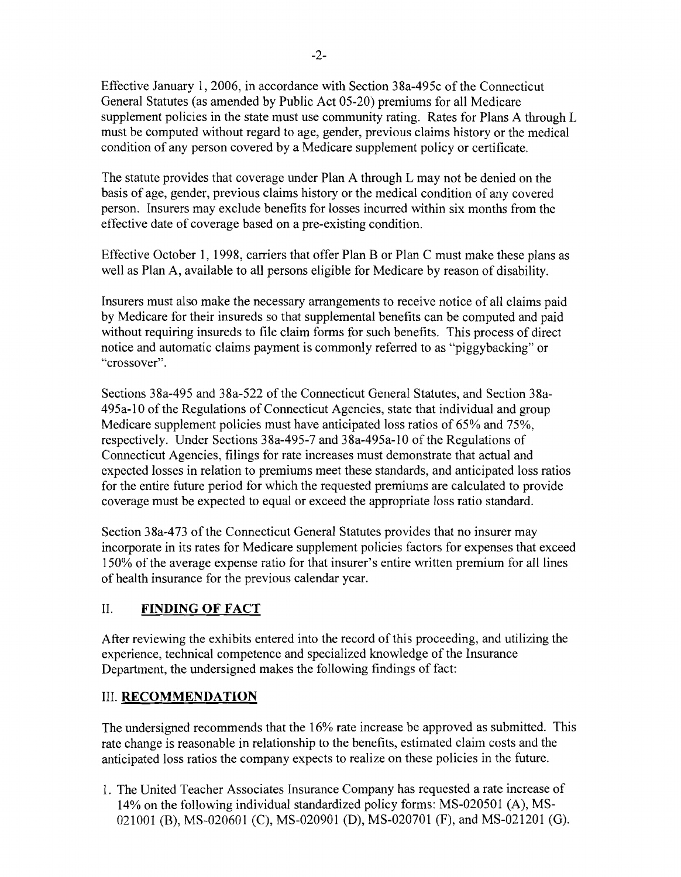Effective January 1, 2006, in accordance with Section 38a-495c of the Connecticut General Statutes (as amended by Public Act 05-20) premiums for all Medicare supplement policies in the state must use community rating. Rates for Plans A through L must be computed without regard to age, gender, previous claims history or the medical condition of any person covered by a Medicare supplement policy or certificate.

The statute provides that coverage under Plan A through L may not be denied on the basis of age, gender, previous claims history or the medical condition of any covered person. Insurers may exclude benefits for losses incurred within six months from the effective date of coverage based on a pre-existing condition.

Effective October 1, 1998, carriers that offer Plan B or Plan C must make these plans as well as Plan A, available to all persons eligible for Medicare by reason of disability.

Insurers must also make the necessary arrangements to receive notice of all claims paid by Medicare for their insureds so that supplemental benefits can be computed and paid without requiring insureds to file claim forms for such benefits. This process of direct notice and automatic claims payment is commonly referred to as "piggybacking" or "crossover".

Sections 38a-495 and 38a-522 of the Connecticut General Statutes, and Section 38a-495a-10 of the Regulations of Connecticut Agencies, state that individual and group Medicare supplement policies must have anticipated loss ratios of 65% and 75%, respectively. Under Sections 38a-495-7 and 38a-495a-10 of the Regulations of Connecticut Agencies, filings for rate increases must demonstrate that actual and expected losses in relation to premiums meet these standards, and anticipated loss ratios for the entire future period for which the requested premiums are calculated to provide coverage must be expected to equal or exceed the appropriate loss ratio standard.

Section 38a-473 of the Connecticut General Statutes provides that no insurer may incorporate in its rates for Medicare supplement policies factors for expenses that exceed 150% of the average expense ratio for that insurer's entire written premium for all lines of health insurance for the previous calendar year.

## II. **FINDING OF FACT**

After reviewing the exhibits entered into the record of this proceeding, and utilizing the experience, technical competence and specialized knowledge of the Insurance Department, the undersigned makes the following findings of fact:

## III. **RECOMMENDATION**

The undersigned recommends that the 16% rate increase be approved as submitted. This rate change is reasonable in relationship to the benefits, estimated claim costs and the anticipated loss ratios the company expects to realize on these policies in the future.

1. The United Teacher Associates Insurance Company has requested a rate increase of 14% on the following individual standardized policy forms: MS-020501 (A), MS-021001 (B), MS-020601 (C), MS-020901 (D), MS-020701 (F), and MS-021201 (G).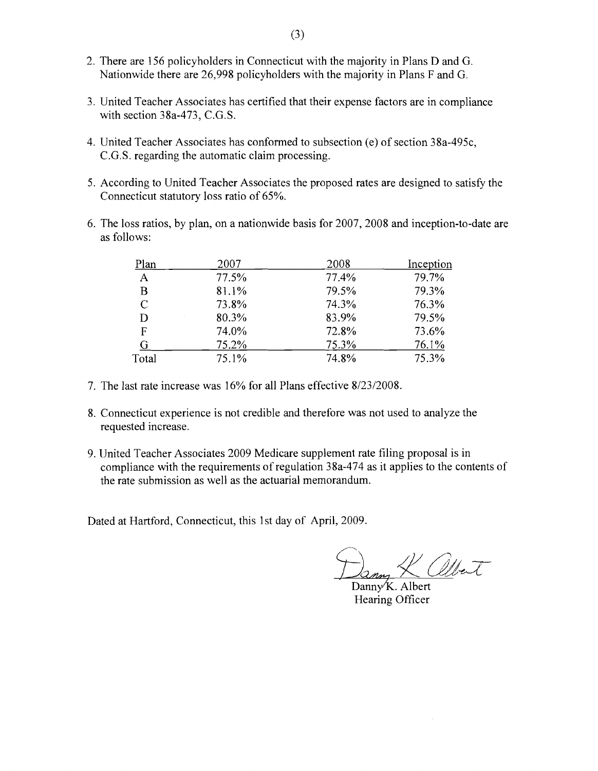2. There are 156 policyholders in Connecticut with the majority in Plans D and G. Nationwide there are 26,998 policyholders with the majority in Plans F and G.

3. United Teacher Associates has certified that their expense factors are in compliance with section 38a-473, C.G.S.

4. United Teacher Associates has conformed to subsection (e) of section 38a-495c, C.G.S. regarding the automatic claim processing.

5. According to United Teacher Associates the proposed rates are designed to satisfy the Connecticut statutory loss ratio of 65%.

6. The loss ratios, by plan, on a nationwide basis for 2007, 2008 and inception-to-date are as follows:

| Plan | 2007 | 2008 | Inception |
|---|---|---|---|
| A | 77.5% | 77.4% | 79.7% |
| B | 81.1% | 79.5% | 79.3% |
| C | 73.8% | 74.3% | 76.3% |
| D | 80.3% | 83.9% | 79.5% |
| F | 74.0% | 72.8% | 73.6% |
| G | 75.2% | 75.3% | 76.1% |
| Total | 75.1% | 74.8% | 75.3% |

7. The last rate increase was 16% for all Plans effective 8/23/2008.

8. Connecticut experience is not credible and therefore was not used to analyze the requested increase.

9. United Teacher Associates 2009 Medicare supplement rate filing proposal is in compliance with the requirements of regulation 38a-474 as it applies to the contents of the rate submission as well as the actuarial memorandum.

Dated at Hartford, Connecticut, this 1st day of April, 2009.

Danny K. Albert

Danny K. Albert
Hearing Officer